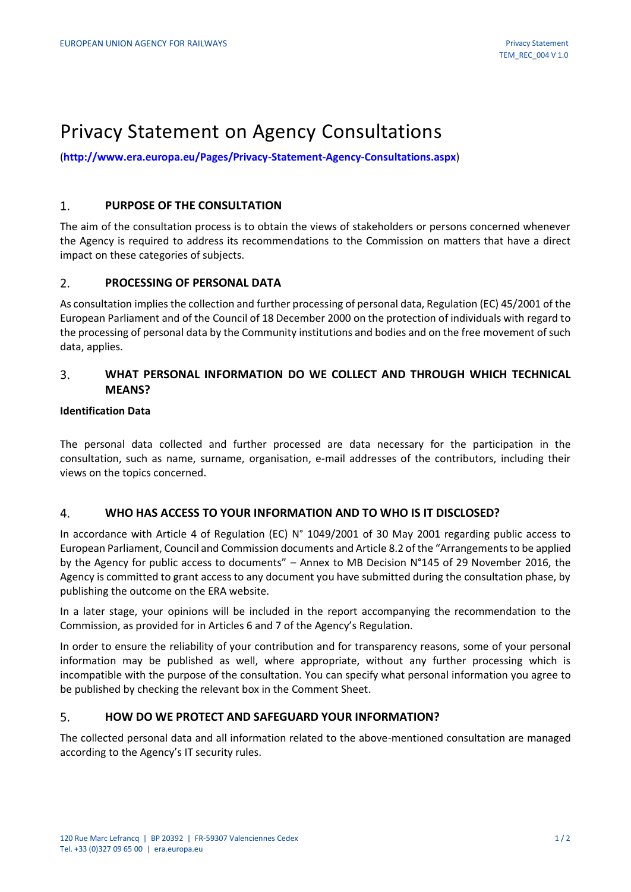# Privacy Statement on Agency Consultations

(**http://www.era.europa.eu/Pages/Privacy-Statement-Agency-Consultations.aspx**)

## 1. PURPOSE OF THE CONSULTATION

The aim of the consultation process is to obtain the views of stakeholders or persons concerned whenever the Agency is required to address its recommendations to the Commission on matters that have a direct impact on these categories of subjects.

## 2. PROCESSING OF PERSONAL DATA

As consultation implies the collection and further processing of personal data, Regulation (EC) 45/2001 of the European Parliament and of the Council of 18 December 2000 on the protection of individuals with regard to the processing of personal data by the Community institutions and bodies and on the free movement of such data, applies.

## 3. WHAT PERSONAL INFORMATION DO WE COLLECT AND THROUGH WHICH TECHNICAL MEANS?

**Identification Data**

The personal data collected and further processed are data necessary for the participation in the consultation, such as name, surname, organisation, e-mail addresses of the contributors, including their views on the topics concerned.

## 4. WHO HAS ACCESS TO YOUR INFORMATION AND TO WHO IS IT DISCLOSED?

In accordance with Article 4 of Regulation (EC) N° 1049/2001 of 30 May 2001 regarding public access to European Parliament, Council and Commission documents and Article 8.2 of the "Arrangements to be applied by the Agency for public access to documents" – Annex to MB Decision N°145 of 29 November 2016, the Agency is committed to grant access to any document you have submitted during the consultation phase, by publishing the outcome on the ERA website.

In a later stage, your opinions will be included in the report accompanying the recommendation to the Commission, as provided for in Articles 6 and 7 of the Agency's Regulation.

In order to ensure the reliability of your contribution and for transparency reasons, some of your personal information may be published as well, where appropriate, without any further processing which is incompatible with the purpose of the consultation. You can specify what personal information you agree to be published by checking the relevant box in the Comment Sheet.

## 5. HOW DO WE PROTECT AND SAFEGUARD YOUR INFORMATION?

The collected personal data and all information related to the above-mentioned consultation are managed according to the Agency's IT security rules.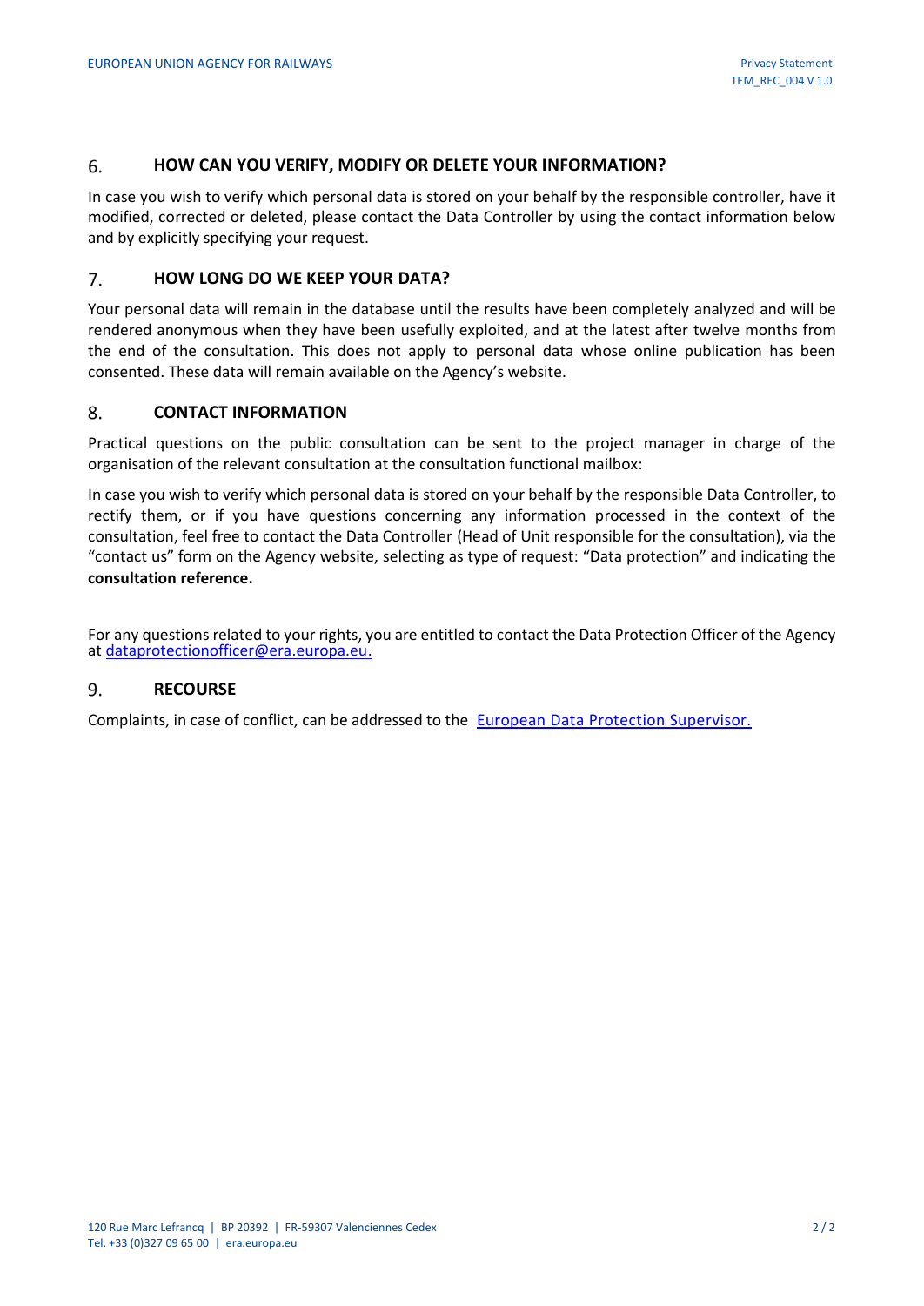## 6. HOW CAN YOU VERIFY, MODIFY OR DELETE YOUR INFORMATION?

In case you wish to verify which personal data is stored on your behalf by the responsible controller, have it modified, corrected or deleted, please contact the Data Controller by using the contact information below and by explicitly specifying your request.

## 7. HOW LONG DO WE KEEP YOUR DATA?

Your personal data will remain in the database until the results have been completely analyzed and will be rendered anonymous when they have been usefully exploited, and at the latest after twelve months from the end of the consultation. This does not apply to personal data whose online publication has been consented. These data will remain available on the Agency's website.

## 8. CONTACT INFORMATION

Practical questions on the public consultation can be sent to the project manager in charge of the organisation of the relevant consultation at the consultation functional mailbox:

In case you wish to verify which personal data is stored on your behalf by the responsible Data Controller, to rectify them, or if you have questions concerning any information processed in the context of the consultation, feel free to contact the Data Controller (Head of Unit responsible for the consultation), via the "contact us" form on the Agency website, selecting as type of request: "Data protection" and indicating the **consultation reference.**

For any questions related to your rights, you are entitled to contact the Data Protection Officer of the Agency at dataprotectionofficer@era.europa.eu.

## 9. RECOURSE

Complaints, in case of conflict, can be addressed to the European Data Protection Supervisor.